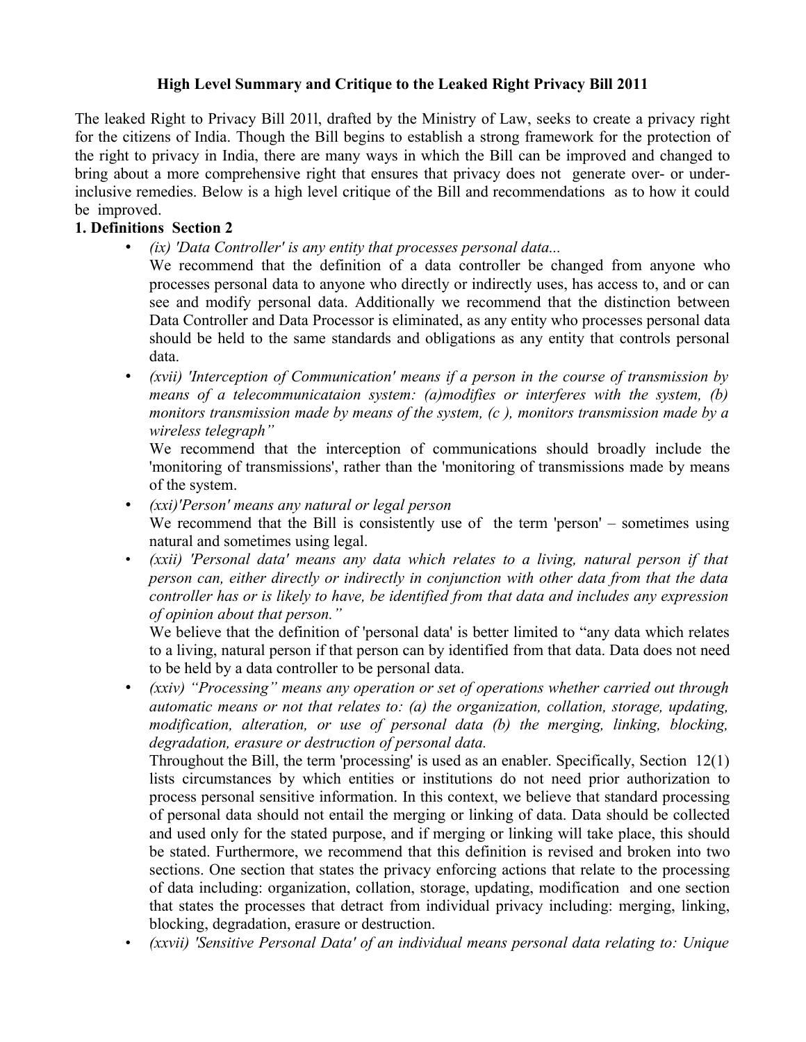# High Level Summary and Critique to the Leaked Right Privacy Bill 2011

The leaked Right to Privacy Bill 201l, drafted by the Ministry of Law, seeks to create a privacy right for the citizens of India. Though the Bill begins to establish a strong framework for the protection of the right to privacy in India, there are many ways in which the Bill can be improved and changed to bring about a more comprehensive right that ensures that privacy does not generate over- or under-inclusive remedies. Below is a high level critique of the Bill and recommendations as to how it could be improved.

**1. Definitions Section 2**

- *(ix) 'Data Controller' is any entity that processes personal data...*

  We recommend that the definition of a data controller be changed from anyone who processes personal data to anyone who directly or indirectly uses, has access to, and or can see and modify personal data. Additionally we recommend that the distinction between Data Controller and Data Processor is eliminated, as any entity who processes personal data should be held to the same standards and obligations as any entity that controls personal data.

- *(xvii) 'Interception of Communication' means if a person in the course of transmission by means of a telecommunicataion system: (a)modifies or interferes with the system, (b) monitors transmission made by means of the system, (c ), monitors transmission made by a wireless telegraph"*

  We recommend that the interception of communications should broadly include the 'monitoring of transmissions', rather than the 'monitoring of transmissions made by means of the system.

- *(xxi)'Person' means any natural or legal person*

  We recommend that the Bill is consistently use of the term 'person' – sometimes using natural and sometimes using legal.

- *(xxii) 'Personal data' means any data which relates to a living, natural person if that person can, either directly or indirectly in conjunction with other data from that the data controller has or is likely to have, be identified from that data and includes any expression of opinion about that person."*

  We believe that the definition of 'personal data' is better limited to "any data which relates to a living, natural person if that person can by identified from that data. Data does not need to be held by a data controller to be personal data.

- *(xxiv) "Processing" means any operation or set of operations whether carried out through automatic means or not that relates to: (a) the organization, collation, storage, updating, modification, alteration, or use of personal data (b) the merging, linking, blocking, degradation, erasure or destruction of personal data.*

  Throughout the Bill, the term 'processing' is used as an enabler. Specifically, Section 12(1) lists circumstances by which entities or institutions do not need prior authorization to process personal sensitive information. In this context, we believe that standard processing of personal data should not entail the merging or linking of data. Data should be collected and used only for the stated purpose, and if merging or linking will take place, this should be stated. Furthermore, we recommend that this definition is revised and broken into two sections. One section that states the privacy enforcing actions that relate to the processing of data including: organization, collation, storage, updating, modification and one section that states the processes that detract from individual privacy including: merging, linking, blocking, degradation, erasure or destruction.

- *(xxvii) 'Sensitive Personal Data' of an individual means personal data relating to: Unique*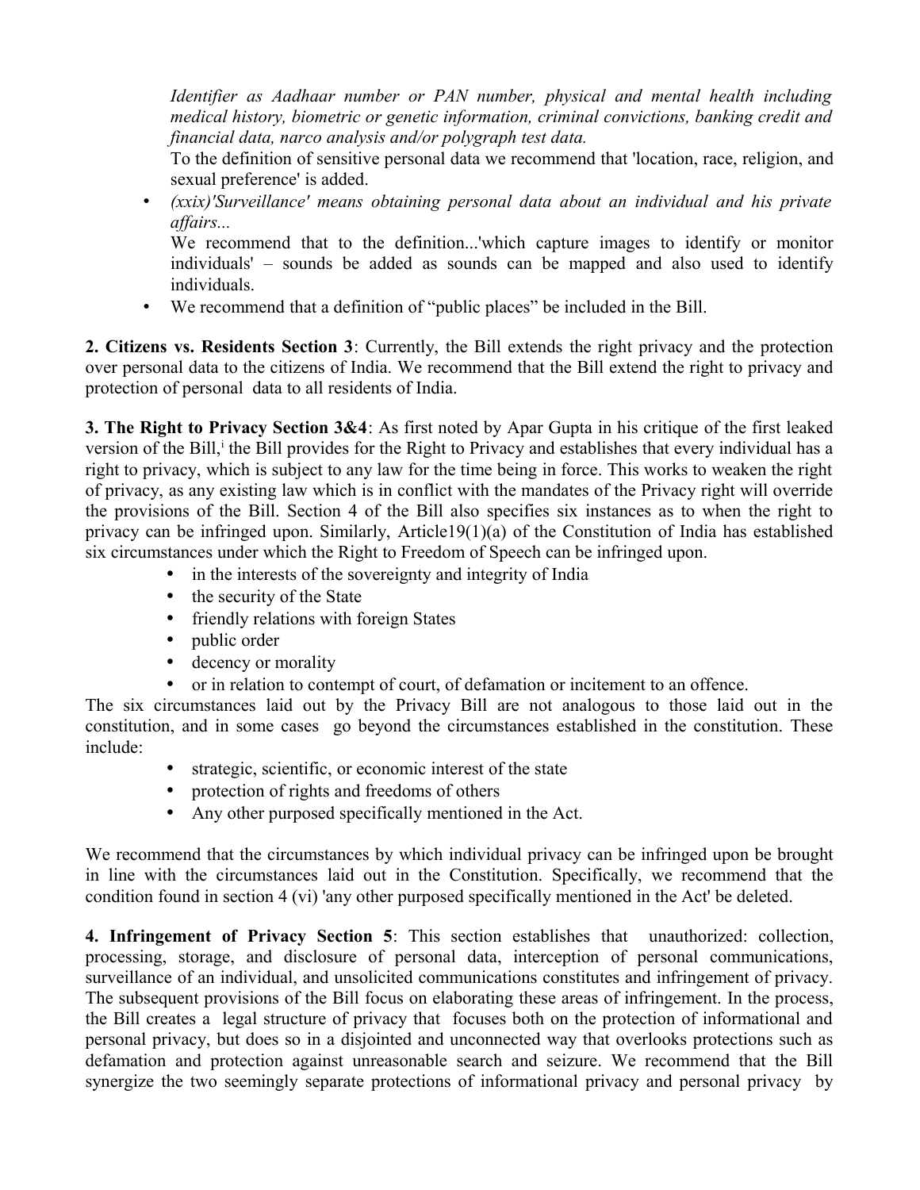*Identifier as Aadhaar number or PAN number, physical and mental health including medical history, biometric or genetic information, criminal convictions, banking credit and financial data, narco analysis and/or polygraph test data.*

To the definition of sensitive personal data we recommend that 'location, race, religion, and sexual preference' is added.

- *(xxix)'Surveillance' means obtaining personal data about an individual and his private affairs...*

  We recommend that to the definition...'which capture images to identify or monitor individuals' – sounds be added as sounds can be mapped and also used to identify individuals.

- We recommend that a definition of "public places" be included in the Bill.

**2. Citizens vs. Residents Section 3**: Currently, the Bill extends the right privacy and the protection over personal data to the citizens of India. We recommend that the Bill extend the right to privacy and protection of personal data to all residents of India.

**3. The Right to Privacy Section 3&4**: As first noted by Apar Gupta in his critique of the first leaked version of the Bill,[i] the Bill provides for the Right to Privacy and establishes that every individual has a right to privacy, which is subject to any law for the time being in force. This works to weaken the right of privacy, as any existing law which is in conflict with the mandates of the Privacy right will override the provisions of the Bill. Section 4 of the Bill also specifies six instances as to when the right to privacy can be infringed upon. Similarly, Article19(1)(a) of the Constitution of India has established six circumstances under which the Right to Freedom of Speech can be infringed upon.

- in the interests of the sovereignty and integrity of India
- the security of the State
- friendly relations with foreign States
- public order
- decency or morality
- or in relation to contempt of court, of defamation or incitement to an offence.

The six circumstances laid out by the Privacy Bill are not analogous to those laid out in the constitution, and in some cases go beyond the circumstances established in the constitution. These include:

- strategic, scientific, or economic interest of the state
- protection of rights and freedoms of others
- Any other purposed specifically mentioned in the Act.

We recommend that the circumstances by which individual privacy can be infringed upon be brought in line with the circumstances laid out in the Constitution. Specifically, we recommend that the condition found in section 4 (vi) 'any other purposed specifically mentioned in the Act' be deleted.

**4. Infringement of Privacy Section 5**: This section establishes that unauthorized: collection, processing, storage, and disclosure of personal data, interception of personal communications, surveillance of an individual, and unsolicited communications constitutes and infringement of privacy. The subsequent provisions of the Bill focus on elaborating these areas of infringement. In the process, the Bill creates a legal structure of privacy that focuses both on the protection of informational and personal privacy, but does so in a disjointed and unconnected way that overlooks protections such as defamation and protection against unreasonable search and seizure. We recommend that the Bill synergize the two seemingly separate protections of informational privacy and personal privacy by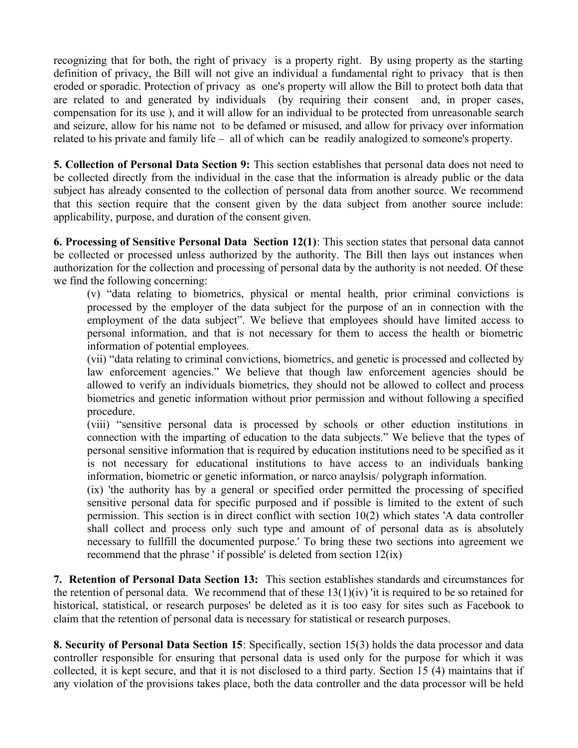recognizing that for both, the right of privacy is a property right. By using property as the starting definition of privacy, the Bill will not give an individual a fundamental right to privacy that is then eroded or sporadic. Protection of privacy as one's property will allow the Bill to protect both data that are related to and generated by individuals (by requiring their consent and, in proper cases, compensation for its use ), and it will allow for an individual to be protected from unreasonable search and seizure, allow for his name not to be defamed or misused, and allow for privacy over information related to his private and family life – all of which can be readily analogized to someone's property.

**5. Collection of Personal Data Section 9:** This section establishes that personal data does not need to be collected directly from the individual in the case that the information is already public or the data subject has already consented to the collection of personal data from another source. We recommend that this section require that the consent given by the data subject from another source include: applicability, purpose, and duration of the consent given.

**6. Processing of Sensitive Personal Data Section 12(1)**: This section states that personal data cannot be collected or processed unless authorized by the authority. The Bill then lays out instances when authorization for the collection and processing of personal data by the authority is not needed. Of these we find the following concerning:

(v) "data relating to biometrics, physical or mental health, prior criminal convictions is processed by the employer of the data subject for the purpose of an in connection with the employment of the data subject". We believe that employees should have limited access to personal information, and that is not necessary for them to access the health or biometric information of potential employees.

(vii) "data relating to criminal convictions, biometrics, and genetic is processed and collected by law enforcement agencies." We believe that though law enforcement agencies should be allowed to verify an individuals biometrics, they should not be allowed to collect and process biometrics and genetic information without prior permission and without following a specified procedure.

(viii) "sensitive personal data is processed by schools or other eduction institutions in connection with the imparting of education to the data subjects." We believe that the types of personal sensitive information that is required by education institutions need to be specified as it is not necessary for educational institutions to have access to an individuals banking information, biometric or genetic information, or narco anaylsis/ polygraph information.

(ix) 'the authority has by a general or specified order permitted the processing of specified sensitive personal data for specific purposed and if possible is limited to the extent of such permission. This section is in direct conflict with section 10(2) which states 'A data controller shall collect and process only such type and amount of of personal data as is absolutely necessary to fullfill the documented purpose.' To bring these two sections into agreement we recommend that the phrase ' if possible' is deleted from section 12(ix)

**7. Retention of Personal Data Section 13:** This section establishes standards and circumstances for the retention of personal data. We recommend that of these 13(1)(iv) 'it is required to be so retained for historical, statistical, or research purposes' be deleted as it is too easy for sites such as Facebook to claim that the retention of personal data is necessary for statistical or research purposes.

**8. Security of Personal Data Section 15**: Specifically, section 15(3) holds the data processor and data controller responsible for ensuring that personal data is used only for the purpose for which it was collected, it is kept secure, and that it is not disclosed to a third party. Section 15 (4) maintains that if any violation of the provisions takes place, both the data controller and the data processor will be held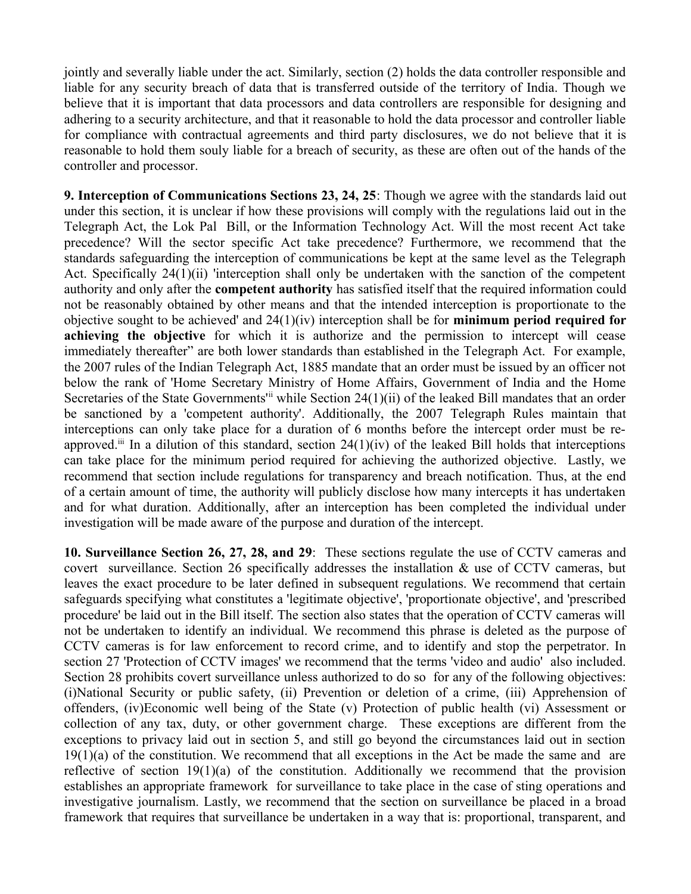jointly and severally liable under the act. Similarly, section (2) holds the data controller responsible and liable for any security breach of data that is transferred outside of the territory of India. Though we believe that it is important that data processors and data controllers are responsible for designing and adhering to a security architecture, and that it reasonable to hold the data processor and controller liable for compliance with contractual agreements and third party disclosures, we do not believe that it is reasonable to hold them souly liable for a breach of security, as these are often out of the hands of the controller and processor.

**9. Interception of Communications Sections 23, 24, 25**: Though we agree with the standards laid out under this section, it is unclear if how these provisions will comply with the regulations laid out in the Telegraph Act, the Lok Pal Bill, or the Information Technology Act. Will the most recent Act take precedence? Will the sector specific Act take precedence? Furthermore, we recommend that the standards safeguarding the interception of communications be kept at the same level as the Telegraph Act. Specifically 24(1)(ii) 'interception shall only be undertaken with the sanction of the competent authority and only after the **competent authority** has satisfied itself that the required information could not be reasonably obtained by other means and that the intended interception is proportionate to the objective sought to be achieved' and 24(1)(iv) interception shall be for **minimum period required for achieving the objective** for which it is authorize and the permission to intercept will cease immediately thereafter" are both lower standards than established in the Telegraph Act. For example, the 2007 rules of the Indian Telegraph Act, 1885 mandate that an order must be issued by an officer not below the rank of 'Home Secretary Ministry of Home Affairs, Government of India and the Home Secretaries of the State Governments'[ii] while Section 24(1)(ii) of the leaked Bill mandates that an order be sanctioned by a 'competent authority'. Additionally, the 2007 Telegraph Rules maintain that interceptions can only take place for a duration of 6 months before the intercept order must be re-approved.[iii] In a dilution of this standard, section 24(1)(iv) of the leaked Bill holds that interceptions can take place for the minimum period required for achieving the authorized objective. Lastly, we recommend that section include regulations for transparency and breach notification. Thus, at the end of a certain amount of time, the authority will publicly disclose how many intercepts it has undertaken and for what duration. Additionally, after an interception has been completed the individual under investigation will be made aware of the purpose and duration of the intercept.

**10. Surveillance Section 26, 27, 28, and 29**: These sections regulate the use of CCTV cameras and covert surveillance. Section 26 specifically addresses the installation & use of CCTV cameras, but leaves the exact procedure to be later defined in subsequent regulations. We recommend that certain safeguards specifying what constitutes a 'legitimate objective', 'proportionate objective', and 'prescribed procedure' be laid out in the Bill itself. The section also states that the operation of CCTV cameras will not be undertaken to identify an individual. We recommend this phrase is deleted as the purpose of CCTV cameras is for law enforcement to record crime, and to identify and stop the perpetrator. In section 27 'Protection of CCTV images' we recommend that the terms 'video and audio' also included. Section 28 prohibits covert surveillance unless authorized to do so for any of the following objectives: (i)National Security or public safety, (ii) Prevention or deletion of a crime, (iii) Apprehension of offenders, (iv)Economic well being of the State (v) Protection of public health (vi) Assessment or collection of any tax, duty, or other government charge. These exceptions are different from the exceptions to privacy laid out in section 5, and still go beyond the circumstances laid out in section 19(1)(a) of the constitution. We recommend that all exceptions in the Act be made the same and are reflective of section 19(1)(a) of the constitution. Additionally we recommend that the provision establishes an appropriate framework for surveillance to take place in the case of sting operations and investigative journalism. Lastly, we recommend that the section on surveillance be placed in a broad framework that requires that surveillance be undertaken in a way that is: proportional, transparent, and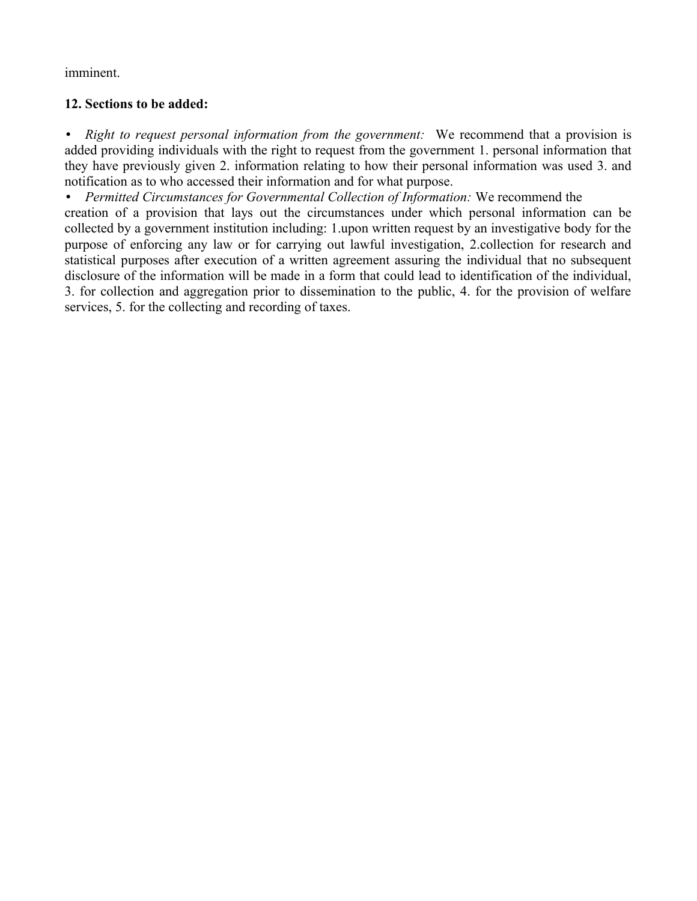imminent.

**12. Sections to be added:**

- *Right to request personal information from the government:* We recommend that a provision is added providing individuals with the right to request from the government 1. personal information that they have previously given 2. information relating to how their personal information was used 3. and notification as to who accessed their information and for what purpose.
- *Permitted Circumstances for Governmental Collection of Information:* We recommend the creation of a provision that lays out the circumstances under which personal information can be collected by a government institution including: 1.upon written request by an investigative body for the purpose of enforcing any law or for carrying out lawful investigation, 2.collection for research and statistical purposes after execution of a written agreement assuring the individual that no subsequent disclosure of the information will be made in a form that could lead to identification of the individual, 3. for collection and aggregation prior to dissemination to the public, 4. for the provision of welfare services, 5. for the collecting and recording of taxes.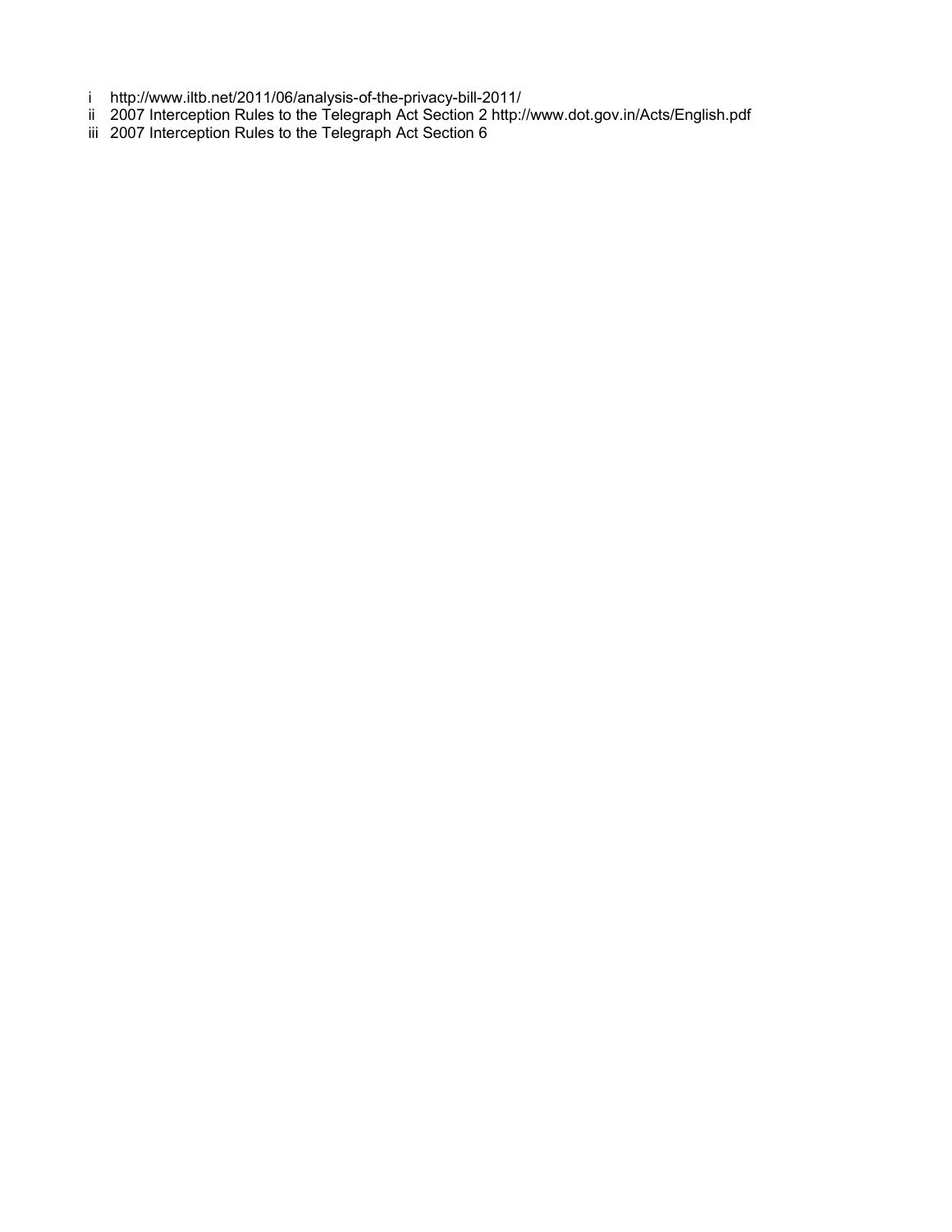i http://www.iltb.net/2011/06/analysis-of-the-privacy-bill-2011/

ii 2007 Interception Rules to the Telegraph Act Section 2 http://www.dot.gov.in/Acts/English.pdf

iii 2007 Interception Rules to the Telegraph Act Section 6